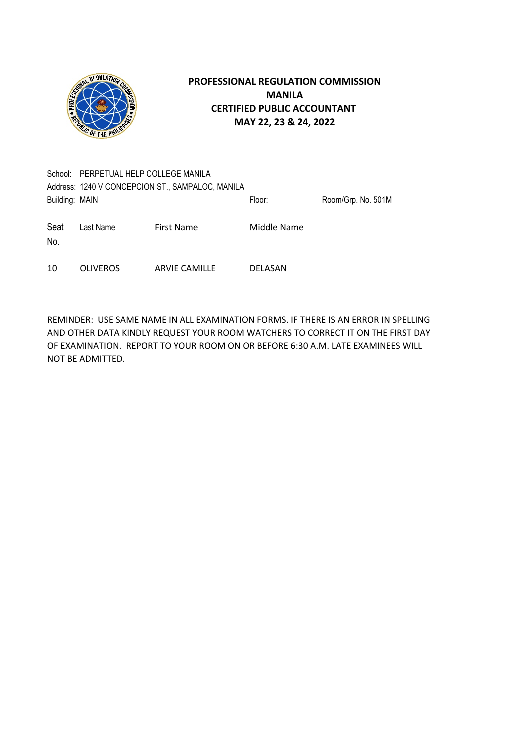# PROFESSIONAL REGULATION COMMISSION
## MANILA
## CERTIFIED PUBLIC ACCOUNTANT
## MAY 22, 23 & 24, 2022

School: PERPETUAL HELP COLLEGE MANILA
Address: 1240 V CONCEPCION ST., SAMPALOC, MANILA
Building: MAIN Floor: Room/Grp. No. 501M

| Seat No. | Last Name | First Name | Middle Name |
| --- | --- | --- | --- |
| 10 | OLIVEROS | ARVIE CAMILLE | DELASAN |

REMINDER: USE SAME NAME IN ALL EXAMINATION FORMS. IF THERE IS AN ERROR IN SPELLING AND OTHER DATA KINDLY REQUEST YOUR ROOM WATCHERS TO CORRECT IT ON THE FIRST DAY OF EXAMINATION. REPORT TO YOUR ROOM ON OR BEFORE 6:30 A.M. LATE EXAMINEES WILL NOT BE ADMITTED.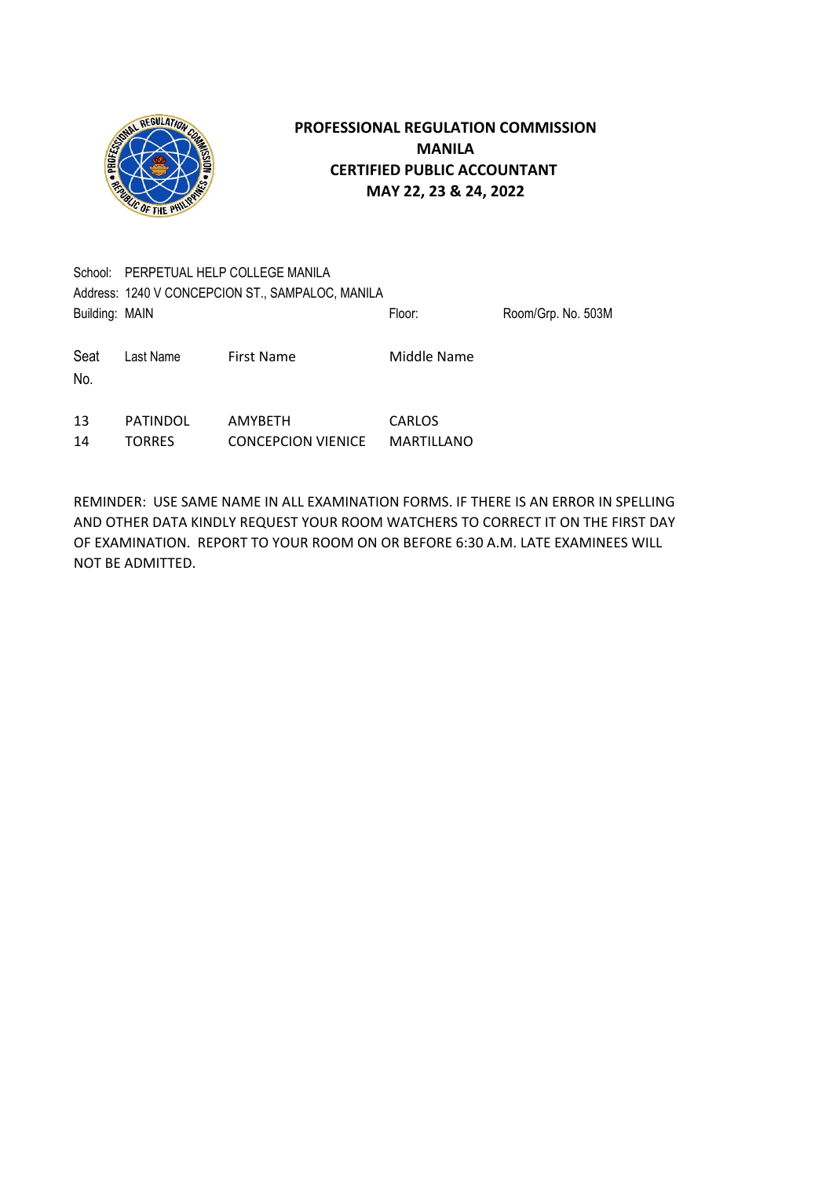**PROFESSIONAL REGULATION COMMISSION**
**MANILA**
**CERTIFIED PUBLIC ACCOUNTANT**
**MAY 22, 23 & 24, 2022**

School: PERPETUAL HELP COLLEGE MANILA
Address: 1240 V CONCEPCION ST., SAMPALOC, MANILA
Building: MAIN Floor: Room/Grp. No. 503M

| Seat No. | Last Name | First Name | Middle Name |
|---|---|---|---|
| 13 | PATINDOL | AMYBETH | CARLOS |
| 14 | TORRES | CONCEPCION VIENICE | MARTILLANO |

REMINDER: USE SAME NAME IN ALL EXAMINATION FORMS. IF THERE IS AN ERROR IN SPELLING AND OTHER DATA KINDLY REQUEST YOUR ROOM WATCHERS TO CORRECT IT ON THE FIRST DAY OF EXAMINATION. REPORT TO YOUR ROOM ON OR BEFORE 6:30 A.M. LATE EXAMINEES WILL NOT BE ADMITTED.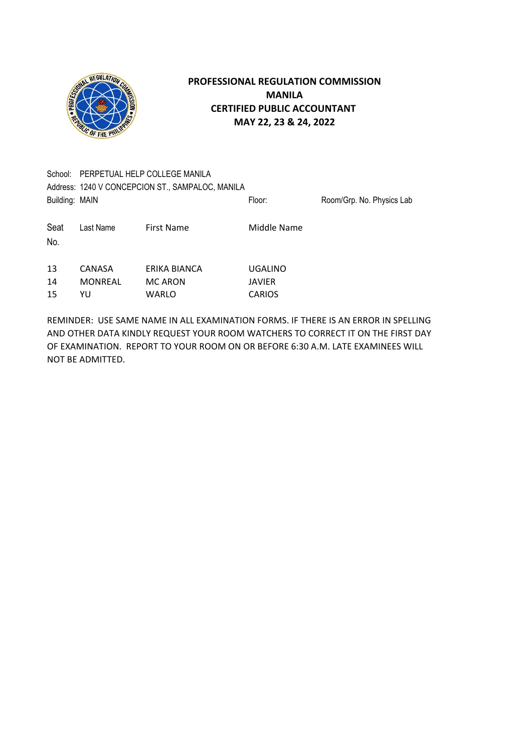# PROFESSIONAL REGULATION COMMISSION
## MANILA
## CERTIFIED PUBLIC ACCOUNTANT
## MAY 22, 23 & 24, 2022

School: PERPETUAL HELP COLLEGE MANILA
Address: 1240 V CONCEPCION ST., SAMPALOC, MANILA
Building: MAIN Floor: Room/Grp. No. Physics Lab

| Seat No. | Last Name | First Name | Middle Name |
|---|---|---|---|
| 13 | CANASA | ERIKA BIANCA | UGALINO |
| 14 | MONREAL | MC ARON | JAVIER |
| 15 | YU | WARLO | CARIOS |

REMINDER: USE SAME NAME IN ALL EXAMINATION FORMS. IF THERE IS AN ERROR IN SPELLING AND OTHER DATA KINDLY REQUEST YOUR ROOM WATCHERS TO CORRECT IT ON THE FIRST DAY OF EXAMINATION. REPORT TO YOUR ROOM ON OR BEFORE 6:30 A.M. LATE EXAMINEES WILL NOT BE ADMITTED.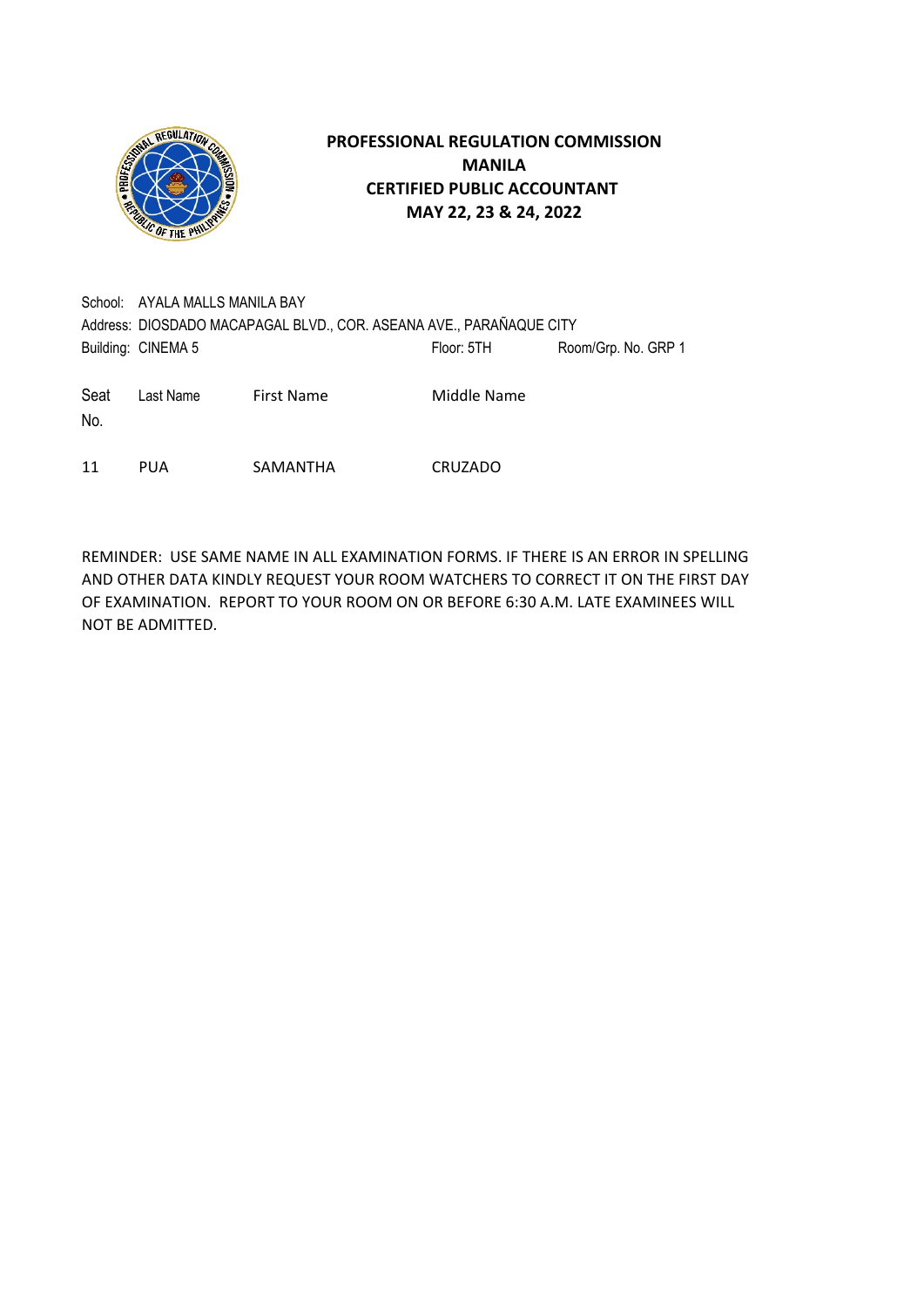**PROFESSIONAL REGULATION COMMISSION**
**MANILA**
**CERTIFIED PUBLIC ACCOUNTANT**
**MAY 22, 23 & 24, 2022**

School: AYALA MALLS MANILA BAY
Address: DIOSDADO MACAPAGAL BLVD., COR. ASEANA AVE., PARAÑAQUE CITY
Building: CINEMA 5 Floor: 5TH Room/Grp. No. GRP 1

| Seat No. | Last Name | First Name | Middle Name |
|---|---|---|---|
| 11 | PUA | SAMANTHA | CRUZADO |

REMINDER: USE SAME NAME IN ALL EXAMINATION FORMS. IF THERE IS AN ERROR IN SPELLING AND OTHER DATA KINDLY REQUEST YOUR ROOM WATCHERS TO CORRECT IT ON THE FIRST DAY OF EXAMINATION. REPORT TO YOUR ROOM ON OR BEFORE 6:30 A.M. LATE EXAMINEES WILL NOT BE ADMITTED.